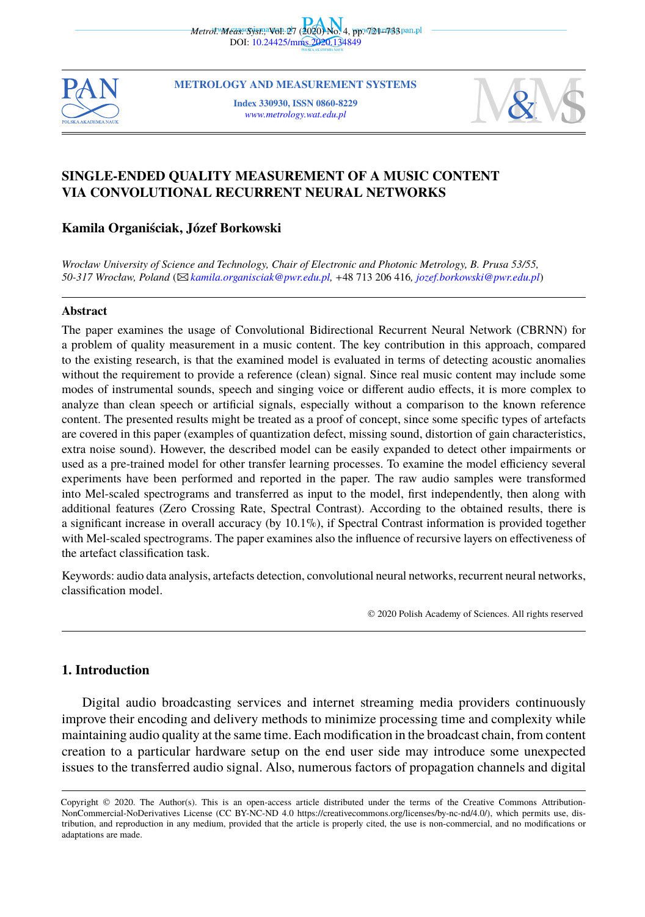# SINGLE-ENDED QUALITY MEASUREMENT OF A MUSIC CONTENT VIA CONVOLUTIONAL RECURRENT NEURAL NETWORKS

**Kamila Organiściak, Józef Borkowski**

*Wrocław University of Science and Technology, Chair of Electronic and Photonic Metrology, B. Prusa 53/55, 50-317 Wrocław, Poland* (✉ *kamila.organisciak@pwr.edu.pl,* +48 713 206 416*, jozef.borkowski@pwr.edu.pl*)

## Abstract

The paper examines the usage of Convolutional Bidirectional Recurrent Neural Network (CBRNN) for a problem of quality measurement in a music content. The key contribution in this approach, compared to the existing research, is that the examined model is evaluated in terms of detecting acoustic anomalies without the requirement to provide a reference (clean) signal. Since real music content may include some modes of instrumental sounds, speech and singing voice or different audio effects, it is more complex to analyze than clean speech or artificial signals, especially without a comparison to the known reference content. The presented results might be treated as a proof of concept, since some specific types of artefacts are covered in this paper (examples of quantization defect, missing sound, distortion of gain characteristics, extra noise sound). However, the described model can be easily expanded to detect other impairments or used as a pre-trained model for other transfer learning processes. To examine the model efficiency several experiments have been performed and reported in the paper. The raw audio samples were transformed into Mel-scaled spectrograms and transferred as input to the model, first independently, then along with additional features (Zero Crossing Rate, Spectral Contrast). According to the obtained results, there is a significant increase in overall accuracy (by 10.1%), if Spectral Contrast information is provided together with Mel-scaled spectrograms. The paper examines also the influence of recursive layers on effectiveness of the artefact classification task.

Keywords: audio data analysis, artefacts detection, convolutional neural networks, recurrent neural networks, classification model.

© 2020 Polish Academy of Sciences. All rights reserved

## 1. Introduction

Digital audio broadcasting services and internet streaming media providers continuously improve their encoding and delivery methods to minimize processing time and complexity while maintaining audio quality at the same time. Each modification in the broadcast chain, from content creation to a particular hardware setup on the end user side may introduce some unexpected issues to the transferred audio signal. Also, numerous factors of propagation channels and digital

Copyright © 2020. The Author(s). This is an open-access article distributed under the terms of the Creative Commons Attribution-NonCommercial-NoDerivatives License (CC BY-NC-ND 4.0 https://creativecommons.org/licenses/by-nc-nd/4.0/), which permits use, distribution, and reproduction in any medium, provided that the article is properly cited, the use is non-commercial, and no modifications or adaptations are made.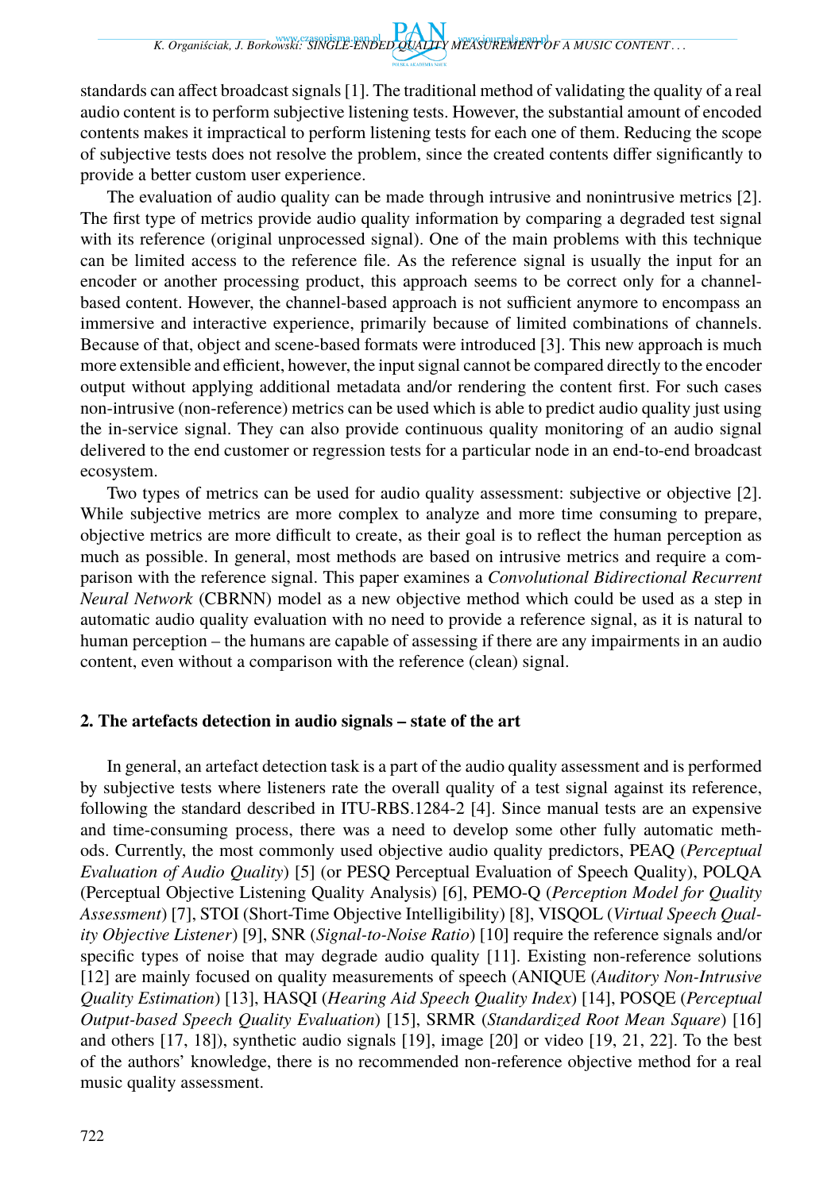standards can affect broadcast signals [1]. The traditional method of validating the quality of a real audio content is to perform subjective listening tests. However, the substantial amount of encoded contents makes it impractical to perform listening tests for each one of them. Reducing the scope of subjective tests does not resolve the problem, since the created contents differ significantly to provide a better custom user experience.

The evaluation of audio quality can be made through intrusive and nonintrusive metrics [2]. The first type of metrics provide audio quality information by comparing a degraded test signal with its reference (original unprocessed signal). One of the main problems with this technique can be limited access to the reference file. As the reference signal is usually the input for an encoder or another processing product, this approach seems to be correct only for a channel-based content. However, the channel-based approach is not sufficient anymore to encompass an immersive and interactive experience, primarily because of limited combinations of channels. Because of that, object and scene-based formats were introduced [3]. This new approach is much more extensible and efficient, however, the input signal cannot be compared directly to the encoder output without applying additional metadata and/or rendering the content first. For such cases non-intrusive (non-reference) metrics can be used which is able to predict audio quality just using the in-service signal. They can also provide continuous quality monitoring of an audio signal delivered to the end customer or regression tests for a particular node in an end-to-end broadcast ecosystem.

Two types of metrics can be used for audio quality assessment: subjective or objective [2]. While subjective metrics are more complex to analyze and more time consuming to prepare, objective metrics are more difficult to create, as their goal is to reflect the human perception as much as possible. In general, most methods are based on intrusive metrics and require a comparison with the reference signal. This paper examines a *Convolutional Bidirectional Recurrent Neural Network* (CBRNN) model as a new objective method which could be used as a step in automatic audio quality evaluation with no need to provide a reference signal, as it is natural to human perception – the humans are capable of assessing if there are any impairments in an audio content, even without a comparison with the reference (clean) signal.

## 2. The artefacts detection in audio signals – state of the art

In general, an artefact detection task is a part of the audio quality assessment and is performed by subjective tests where listeners rate the overall quality of a test signal against its reference, following the standard described in ITU-RBS.1284-2 [4]. Since manual tests are an expensive and time-consuming process, there was a need to develop some other fully automatic methods. Currently, the most commonly used objective audio quality predictors, PEAQ (*Perceptual Evaluation of Audio Quality*) [5] (or PESQ Perceptual Evaluation of Speech Quality), POLQA (Perceptual Objective Listening Quality Analysis) [6], PEMO-Q (*Perception Model for Quality Assessment*) [7], STOI (Short-Time Objective Intelligibility) [8], VISQOL (*Virtual Speech Quality Objective Listener*) [9], SNR (*Signal-to-Noise Ratio*) [10] require the reference signals and/or specific types of noise that may degrade audio quality [11]. Existing non-reference solutions [12] are mainly focused on quality measurements of speech (ANIQUE (*Auditory Non-Intrusive Quality Estimation*) [13], HASQI (*Hearing Aid Speech Quality Index*) [14], POSQE (*Perceptual Output-based Speech Quality Evaluation*) [15], SRMR (*Standardized Root Mean Square*) [16] and others [17, 18]), synthetic audio signals [19], image [20] or video [19, 21, 22]. To the best of the authors' knowledge, there is no recommended non-reference objective method for a real music quality assessment.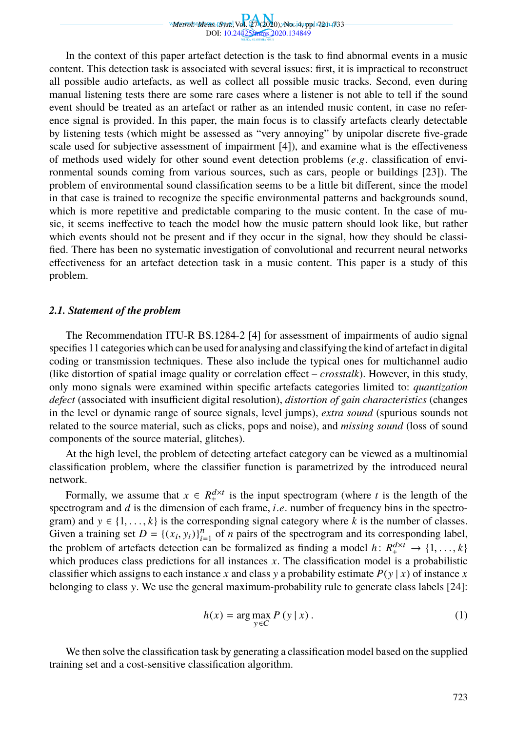In the context of this paper artefact detection is the task to find abnormal events in a music content. This detection task is associated with several issues: first, it is impractical to reconstruct all possible audio artefacts, as well as collect all possible music tracks. Second, even during manual listening tests there are some rare cases where a listener is not able to tell if the sound event should be treated as an artefact or rather as an intended music content, in case no reference signal is provided. In this paper, the main focus is to classify artefacts clearly detectable by listening tests (which might be assessed as "very annoying" by unipolar discrete five-grade scale used for subjective assessment of impairment [4]), and examine what is the effectiveness of methods used widely for other sound event detection problems (*e.g*. classification of environmental sounds coming from various sources, such as cars, people or buildings [23]). The problem of environmental sound classification seems to be a little bit different, since the model in that case is trained to recognize the specific environmental patterns and backgrounds sound, which is more repetitive and predictable comparing to the music content. In the case of music, it seems ineffective to teach the model how the music pattern should look like, but rather which events should not be present and if they occur in the signal, how they should be classified. There has been no systematic investigation of convolutional and recurrent neural networks effectiveness for an artefact detection task in a music content. This paper is a study of this problem.

### *2.1. Statement of the problem*

The Recommendation ITU-R BS.1284-2 [4] for assessment of impairments of audio signal specifies 11 categories which can be used for analysing and classifying the kind of artefact in digital coding or transmission techniques. These also include the typical ones for multichannel audio (like distortion of spatial image quality or correlation effect – *crosstalk*). However, in this study, only mono signals were examined within specific artefacts categories limited to: *quantization defect* (associated with insufficient digital resolution), *distortion of gain characteristics* (changes in the level or dynamic range of source signals, level jumps), *extra sound* (spurious sounds not related to the source material, such as clicks, pops and noise), and *missing sound* (loss of sound components of the source material, glitches).

At the high level, the problem of detecting artefact category can be viewed as a multinomial classification problem, where the classifier function is parametrized by the introduced neural network.

Formally, we assume that $x \in R_{+}^{d \times t}$ is the input spectrogram (where $t$ is the length of the spectrogram and $d$ is the dimension of each frame, *i.e*. number of frequency bins in the spectrogram) and $y \in \{1, \ldots, k\}$ is the corresponding signal category where $k$ is the number of classes. Given a training set $D = \{(x_i, y_i)\}_{i=1}^{n}$ of $n$ pairs of the spectrogram and its corresponding label, the problem of artefacts detection can be formalized as finding a model $h\colon R_{+}^{d \times t} \to \{1, \ldots, k\}$ which produces class predictions for all instances $x$. The classification model is a probabilistic classifier which assigns to each instance $x$ and class $y$ a probability estimate $P(y \mid x)$ of instance $x$ belonging to class $y$. We use the general maximum-probability rule to generate class labels [24]:

$$h(x) = \arg\max_{y \in C} P\left(y \mid x\right). \tag{1}$$

We then solve the classification task by generating a classification model based on the supplied training set and a cost-sensitive classification algorithm.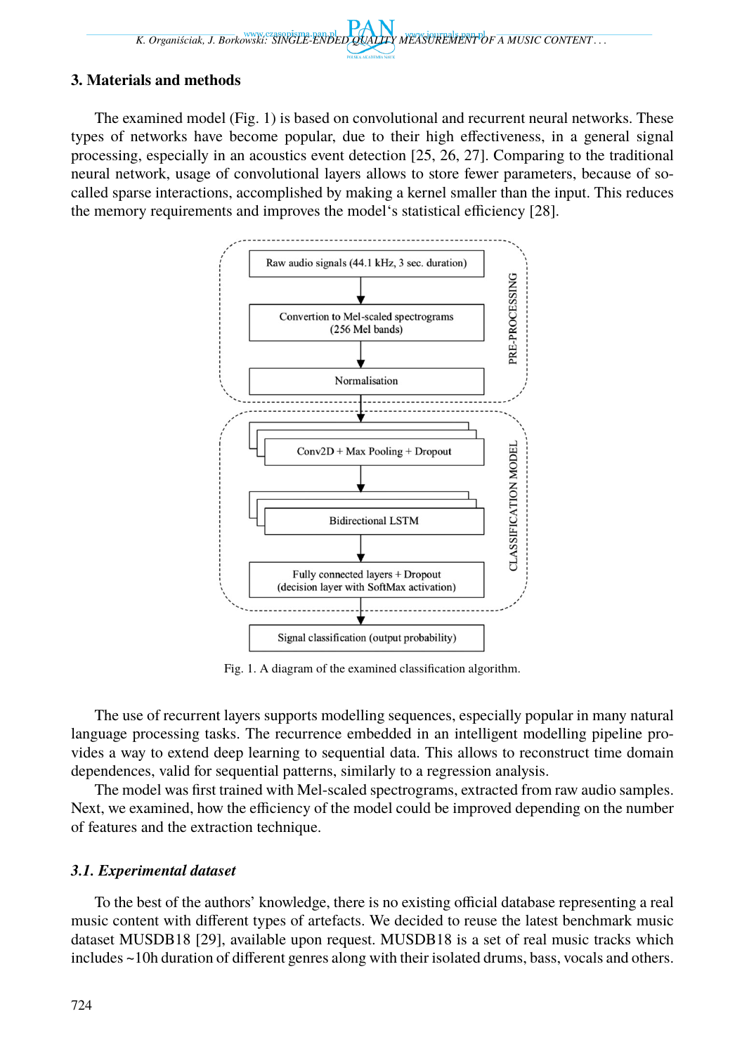## 3. Materials and methods

The examined model (Fig. 1) is based on convolutional and recurrent neural networks. These types of networks have become popular, due to their high effectiveness, in a general signal processing, especially in an acoustics event detection [25, 26, 27]. Comparing to the traditional neural network, usage of convolutional layers allows to store fewer parameters, because of so-called sparse interactions, accomplished by making a kernel smaller than the input. This reduces the memory requirements and improves the model's statistical efficiency [28].

Fig. 1. A diagram of the examined classification algorithm.

The use of recurrent layers supports modelling sequences, especially popular in many natural language processing tasks. The recurrence embedded in an intelligent modelling pipeline provides a way to extend deep learning to sequential data. This allows to reconstruct time domain dependences, valid for sequential patterns, similarly to a regression analysis.

The model was first trained with Mel-scaled spectrograms, extracted from raw audio samples. Next, we examined, how the efficiency of the model could be improved depending on the number of features and the extraction technique.

### *3.1. Experimental dataset*

To the best of the authors' knowledge, there is no existing official database representing a real music content with different types of artefacts. We decided to reuse the latest benchmark music dataset MUSDB18 [29], available upon request. MUSDB18 is a set of real music tracks which includes ~10h duration of different genres along with their isolated drums, bass, vocals and others.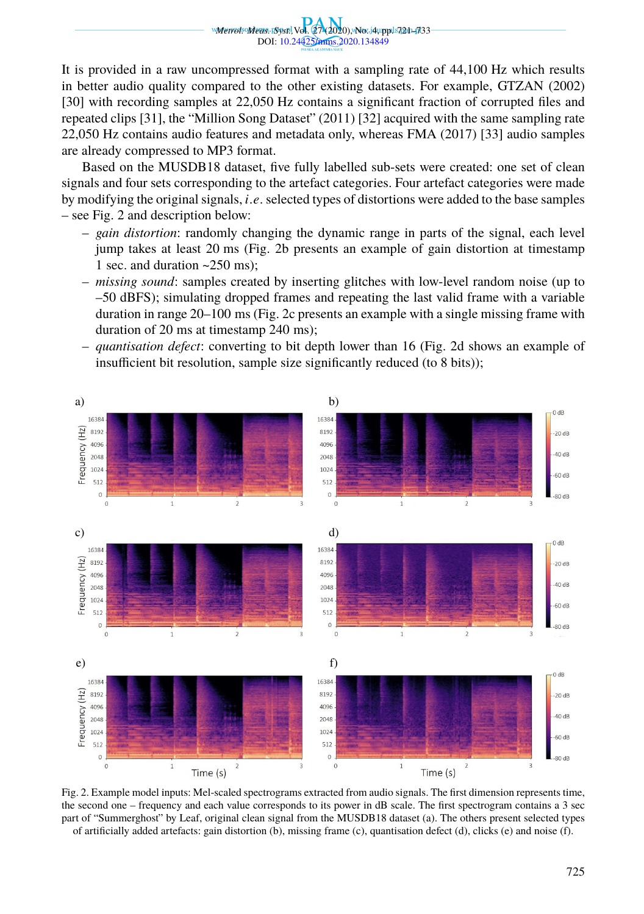It is provided in a raw uncompressed format with a sampling rate of 44,100 Hz which results in better audio quality compared to the other existing datasets. For example, GTZAN (2002) [30] with recording samples at 22,050 Hz contains a significant fraction of corrupted files and repeated clips [31], the "Million Song Dataset" (2011) [32] acquired with the same sampling rate 22,050 Hz contains audio features and metadata only, whereas FMA (2017) [33] audio samples are already compressed to MP3 format.

Based on the MUSDB18 dataset, five fully labelled sub-sets were created: one set of clean signals and four sets corresponding to the artefact categories. Four artefact categories were made by modifying the original signals, *i.e.* selected types of distortions were added to the base samples – see Fig. 2 and description below:

- *gain distortion*: randomly changing the dynamic range in parts of the signal, each level jump takes at least 20 ms (Fig. 2b presents an example of gain distortion at timestamp 1 sec. and duration ~250 ms);
- *missing sound*: samples created by inserting glitches with low-level random noise (up to –50 dBFS); simulating dropped frames and repeating the last valid frame with a variable duration in range 20–100 ms (Fig. 2c presents an example with a single missing frame with duration of 20 ms at timestamp 240 ms);
- *quantisation defect*: converting to bit depth lower than 16 (Fig. 2d shows an example of insufficient bit resolution, sample size significantly reduced (to 8 bits));

Fig. 2. Example model inputs: Mel-scaled spectrograms extracted from audio signals. The first dimension represents time, the second one – frequency and each value corresponds to its power in dB scale. The first spectrogram contains a 3 sec part of "Summerghost" by Leaf, original clean signal from the MUSDB18 dataset (a). The others present selected types of artificially added artefacts: gain distortion (b), missing frame (c), quantisation defect (d), clicks (e) and noise (f).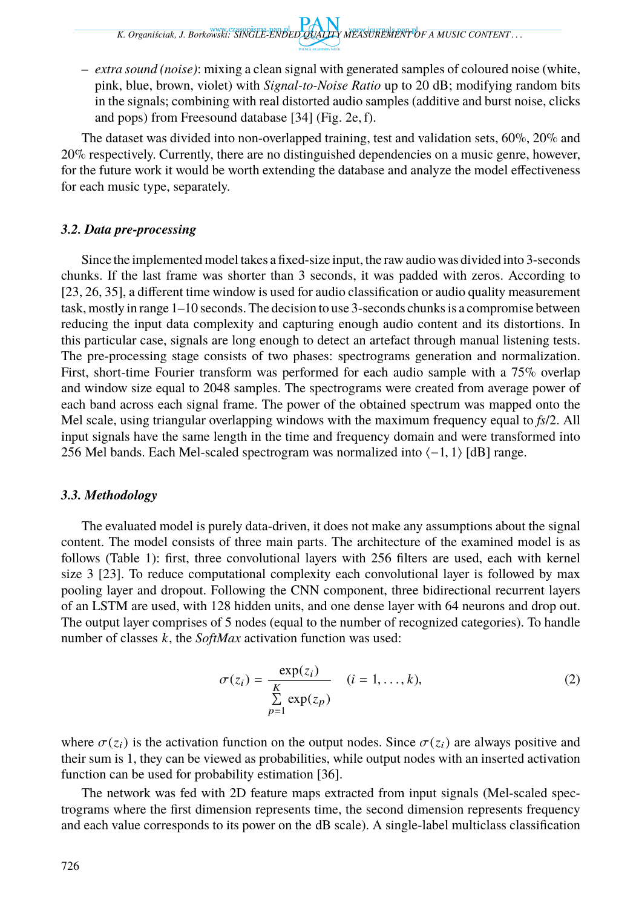– *extra sound (noise)*: mixing a clean signal with generated samples of coloured noise (white, pink, blue, brown, violet) with *Signal-to-Noise Ratio* up to 20 dB; modifying random bits in the signals; combining with real distorted audio samples (additive and burst noise, clicks and pops) from Freesound database [34] (Fig. 2e, f).

The dataset was divided into non-overlapped training, test and validation sets, 60%, 20% and 20% respectively. Currently, there are no distinguished dependencies on a music genre, however, for the future work it would be worth extending the database and analyze the model effectiveness for each music type, separately.

### *3.2. Data pre-processing*

Since the implemented model takes a fixed-size input, the raw audio was divided into 3-seconds chunks. If the last frame was shorter than 3 seconds, it was padded with zeros. According to [23, 26, 35], a different time window is used for audio classification or audio quality measurement task, mostly in range 1–10 seconds. The decision to use 3-seconds chunks is a compromise between reducing the input data complexity and capturing enough audio content and its distortions. In this particular case, signals are long enough to detect an artefact through manual listening tests. The pre-processing stage consists of two phases: spectrograms generation and normalization. First, short-time Fourier transform was performed for each audio sample with a 75% overlap and window size equal to 2048 samples. The spectrograms were created from average power of each band across each signal frame. The power of the obtained spectrum was mapped onto the Mel scale, using triangular overlapping windows with the maximum frequency equal to *fs*/2. All input signals have the same length in the time and frequency domain and were transformed into 256 Mel bands. Each Mel-scaled spectrogram was normalized into $\langle -1, 1 \rangle$ [dB] range.

### *3.3. Methodology*

The evaluated model is purely data-driven, it does not make any assumptions about the signal content. The model consists of three main parts. The architecture of the examined model is as follows (Table 1): first, three convolutional layers with 256 filters are used, each with kernel size 3 [23]. To reduce computational complexity each convolutional layer is followed by max pooling layer and dropout. Following the CNN component, three bidirectional recurrent layers of an LSTM are used, with 128 hidden units, and one dense layer with 64 neurons and drop out. The output layer comprises of 5 nodes (equal to the number of recognized categories). To handle number of classes $k$, the *SoftMax* activation function was used:

$$\sigma(z_i) = \frac{\exp(z_i)}{\sum\limits_{p=1}^{K} \exp(z_p)} \quad (i = 1, \ldots, k), \tag{2}$$

where $\sigma(z_i)$ is the activation function on the output nodes. Since $\sigma(z_i)$ are always positive and their sum is 1, they can be viewed as probabilities, while output nodes with an inserted activation function can be used for probability estimation [36].

The network was fed with 2D feature maps extracted from input signals (Mel-scaled spectrograms where the first dimension represents time, the second dimension represents frequency and each value corresponds to its power on the dB scale). A single-label multiclass classification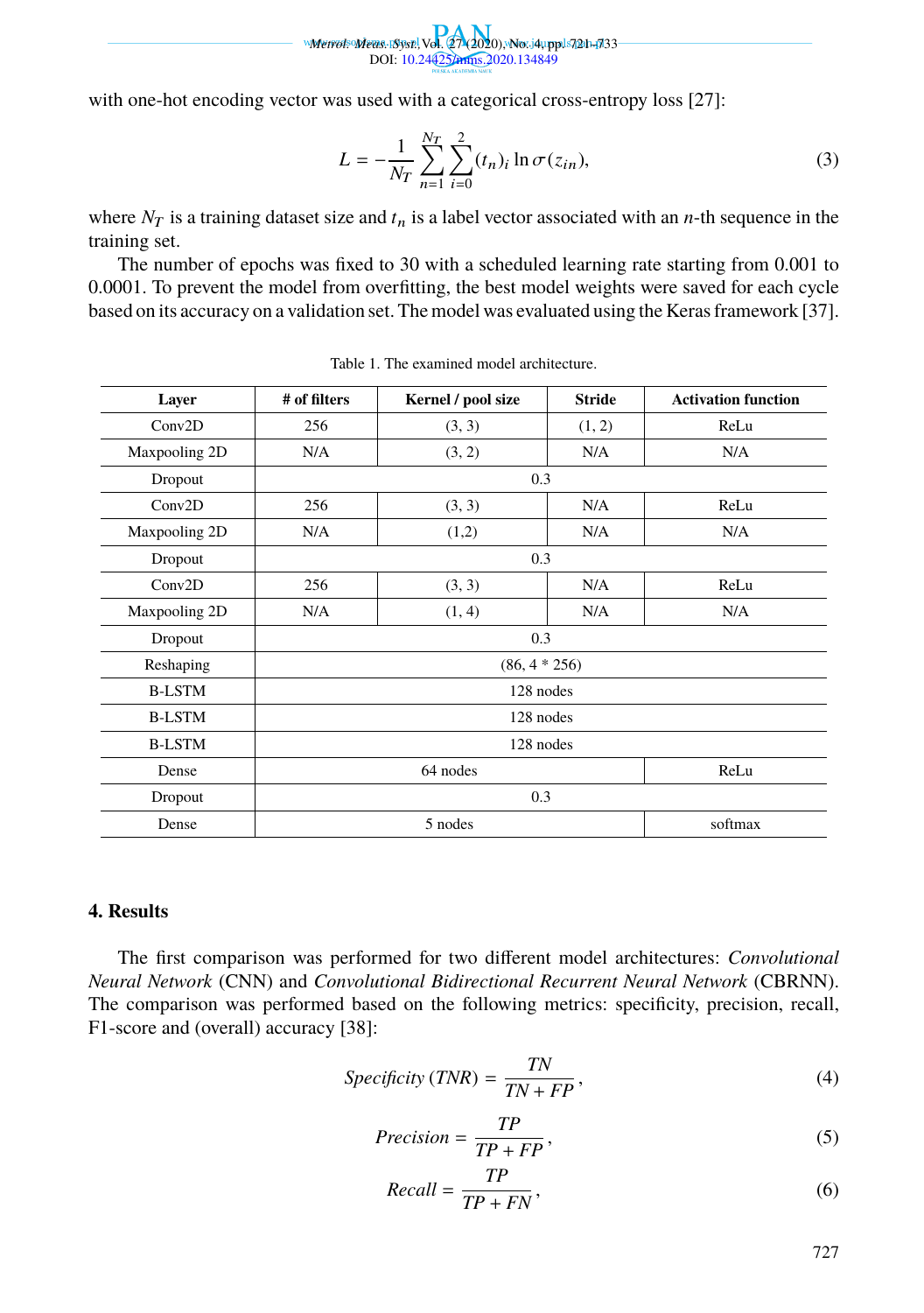with one-hot encoding vector was used with a categorical cross-entropy loss [27]:

$$L = -\frac{1}{N_T} \sum_{n=1}^{N_T} \sum_{i=0}^{2} (t_n)_i \ln \sigma(z_{in}), \tag{3}$$

where $N_T$ is a training dataset size and $t_n$ is a label vector associated with an $n$-th sequence in the training set.

The number of epochs was fixed to 30 with a scheduled learning rate starting from 0.001 to 0.0001. To prevent the model from overfitting, the best model weights were saved for each cycle based on its accuracy on a validation set. The model was evaluated using the Keras framework [37].

Table 1. The examined model architecture.

| Layer | # of filters | Kernel / pool size | Stride | Activation function |
|---|---|---|---|---|
| Conv2D | 256 | (3, 3) | (1, 2) | ReLu |
| Maxpooling 2D | N/A | (3, 2) | N/A | N/A |
| Dropout | 0.3 | | | |
| Conv2D | 256 | (3, 3) | N/A | ReLu |
| Maxpooling 2D | N/A | (1,2) | N/A | N/A |
| Dropout | 0.3 | | | |
| Conv2D | 256 | (3, 3) | N/A | ReLu |
| Maxpooling 2D | N/A | (1, 4) | N/A | N/A |
| Dropout | 0.3 | | | |
| Reshaping | (86, 4 * 256) | | | |
| B-LSTM | 128 nodes | | | |
| B-LSTM | 128 nodes | | | |
| B-LSTM | 128 nodes | | | |
| Dense | 64 nodes | | | ReLu |
| Dropout | 0.3 | | | |
| Dense | 5 nodes | | | softmax |

## 4. Results

The first comparison was performed for two different model architectures: *Convolutional Neural Network* (CNN) and *Convolutional Bidirectional Recurrent Neural Network* (CBRNN). The comparison was performed based on the following metrics: specificity, precision, recall, F1-score and (overall) accuracy [38]:

$$Specificity\ (TNR) = \frac{TN}{TN + FP}, \tag{4}$$

$$Precision = \frac{TP}{TP + FP}, \tag{5}$$

$$Recall = \frac{TP}{TP + FN}, \tag{6}$$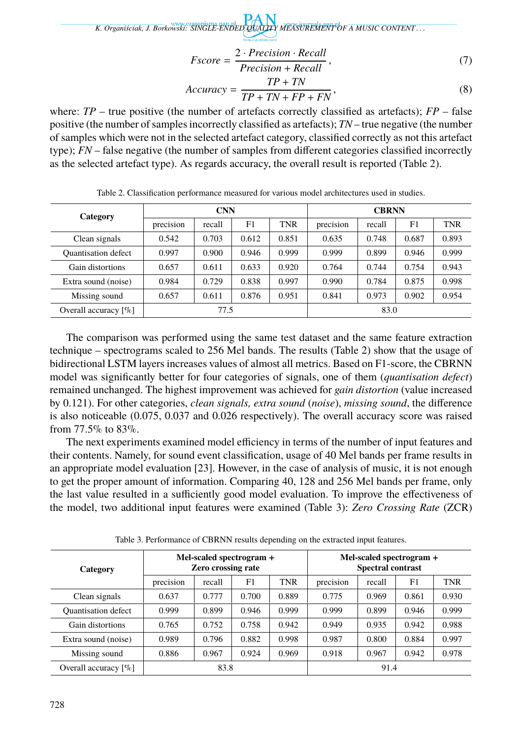$$Fscore = \frac{2 \cdot Precision \cdot Recall}{Precision + Recall}, \tag{7}$$

$$Accuracy = \frac{TP + TN}{TP + TN + FP + FN}, \tag{8}$$

where: $TP$ – true positive (the number of artefacts correctly classified as artefacts); $FP$ – false positive (the number of samples incorrectly classified as artefacts); $TN$ – true negative (the number of samples which were not in the selected artefact category, classified correctly as not this artefact type); $FN$ – false negative (the number of samples from different categories classified incorrectly as the selected artefact type). As regards accuracy, the overall result is reported (Table 2).

Table 2. Classification performance measured for various model architectures used in studies.

| Category | CNN | | | | CBRNN | | | |
|---|---|---|---|---|---|---|---|---|
| | precision | recall | F1 | TNR | precision | recall | F1 | TNR |
| Clean signals | 0.542 | 0.703 | 0.612 | 0.851 | 0.635 | 0.748 | 0.687 | 0.893 |
| Quantisation defect | 0.997 | 0.900 | 0.946 | 0.999 | 0.999 | 0.899 | 0.946 | 0.999 |
| Gain distortions | 0.657 | 0.611 | 0.633 | 0.920 | 0.764 | 0.744 | 0.754 | 0.943 |
| Extra sound (noise) | 0.984 | 0.729 | 0.838 | 0.997 | 0.990 | 0.784 | 0.875 | 0.998 |
| Missing sound | 0.657 | 0.611 | 0.876 | 0.951 | 0.841 | 0.973 | 0.902 | 0.954 |
| Overall accuracy [%] | 77.5 | | | | 83.0 | | | |

The comparison was performed using the same test dataset and the same feature extraction technique – spectrograms scaled to 256 Mel bands. The results (Table 2) show that the usage of bidirectional LSTM layers increases values of almost all metrics. Based on F1-score, the CBRNN model was significantly better for four categories of signals, one of them (*quantisation defect*) remained unchanged. The highest improvement was achieved for *gain distortion* (value increased by 0.121). For other categories, *clean signals, extra sound* (*noise*), *missing sound*, the difference is also noticeable (0.075, 0.037 and 0.026 respectively). The overall accuracy score was raised from 77.5% to 83%.

The next experiments examined model efficiency in terms of the number of input features and their contents. Namely, for sound event classification, usage of 40 Mel bands per frame results in an appropriate model evaluation [23]. However, in the case of analysis of music, it is not enough to get the proper amount of information. Comparing 40, 128 and 256 Mel bands per frame, only the last value resulted in a sufficiently good model evaluation. To improve the effectiveness of the model, two additional input features were examined (Table 3): *Zero Crossing Rate* (ZCR)

Table 3. Performance of CBRNN results depending on the extracted input features.

| Category | Mel-scaled spectrogram + Zero crossing rate | | | | Mel-scaled spectrogram + Spectral contrast | | | |
|---|---|---|---|---|---|---|---|---|
| | precision | recall | F1 | TNR | precision | recall | F1 | TNR |
| Clean signals | 0.637 | 0.777 | 0.700 | 0.889 | 0.775 | 0.969 | 0.861 | 0.930 |
| Quantisation defect | 0.999 | 0.899 | 0.946 | 0.999 | 0.999 | 0.899 | 0.946 | 0.999 |
| Gain distortions | 0.765 | 0.752 | 0.758 | 0.942 | 0.949 | 0.935 | 0.942 | 0.988 |
| Extra sound (noise) | 0.989 | 0.796 | 0.882 | 0.998 | 0.987 | 0.800 | 0.884 | 0.997 |
| Missing sound | 0.886 | 0.967 | 0.924 | 0.969 | 0.918 | 0.967 | 0.942 | 0.978 |
| Overall accuracy [%] | 83.8 | | | | 91.4 | | | |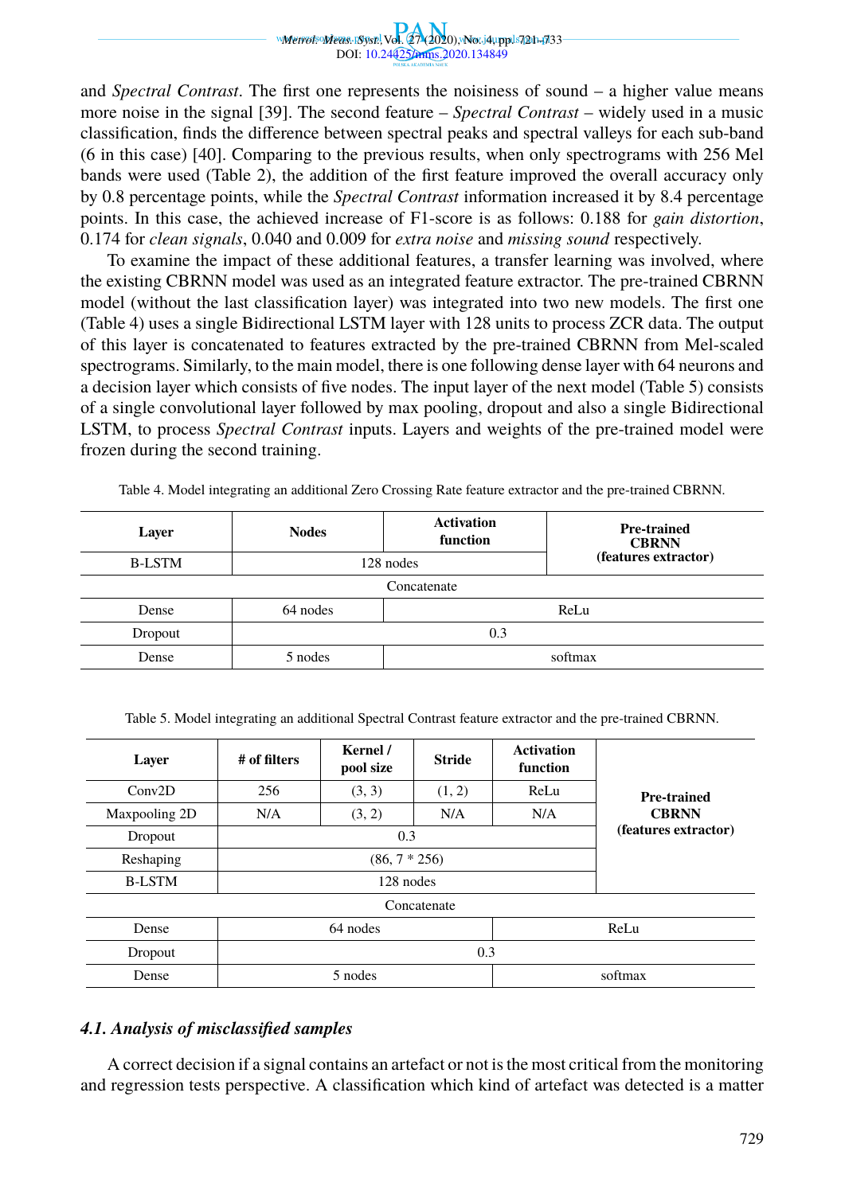and *Spectral Contrast*. The first one represents the noisiness of sound – a higher value means more noise in the signal [39]. The second feature – *Spectral Contrast* – widely used in a music classification, finds the difference between spectral peaks and spectral valleys for each sub-band (6 in this case) [40]. Comparing to the previous results, when only spectrograms with 256 Mel bands were used (Table 2), the addition of the first feature improved the overall accuracy only by 0.8 percentage points, while the *Spectral Contrast* information increased it by 8.4 percentage points. In this case, the achieved increase of F1-score is as follows: 0.188 for *gain distortion*, 0.174 for *clean signals*, 0.040 and 0.009 for *extra noise* and *missing sound* respectively.

To examine the impact of these additional features, a transfer learning was involved, where the existing CBRNN model was used as an integrated feature extractor. The pre-trained CBRNN model (without the last classification layer) was integrated into two new models. The first one (Table 4) uses a single Bidirectional LSTM layer with 128 units to process ZCR data. The output of this layer is concatenated to features extracted by the pre-trained CBRNN from Mel-scaled spectrograms. Similarly, to the main model, there is one following dense layer with 64 neurons and a decision layer which consists of five nodes. The input layer of the next model (Table 5) consists of a single convolutional layer followed by max pooling, dropout and also a single Bidirectional LSTM, to process *Spectral Contrast* inputs. Layers and weights of the pre-trained model were frozen during the second training.

Table 4. Model integrating an additional Zero Crossing Rate feature extractor and the pre-trained CBRNN.

| **Layer** | **Nodes** | **Activation function** | **Pre-trained CBRNN (features extractor)** |
|---|---|---|---|
| B-LSTM | 128 nodes | | |
| Concatenate | | | |
| Dense | 64 nodes | ReLu | |
| Dropout | 0.3 | | |
| Dense | 5 nodes | softmax | |

Table 5. Model integrating an additional Spectral Contrast feature extractor and the pre-trained CBRNN.

| **Layer** | **# of filters** | **Kernel / pool size** | **Stride** | **Activation function** | **Pre-trained CBRNN (features extractor)** |
|---|---|---|---|---|---|
| Conv2D | 256 | (3, 3) | (1, 2) | ReLu | |
| Maxpooling 2D | N/A | (3, 2) | N/A | N/A | |
| Dropout | 0.3 | | | | |
| Reshaping | (86, 7 * 256) | | | | |
| B-LSTM | 128 nodes | | | | |
| Concatenate | | | | | |
| Dense | 64 nodes | | | ReLu | |
| Dropout | 0.3 | | | | |
| Dense | 5 nodes | | | softmax | |

### 4.1. Analysis of misclassified samples

A correct decision if a signal contains an artefact or not is the most critical from the monitoring and regression tests perspective. A classification which kind of artefact was detected is a matter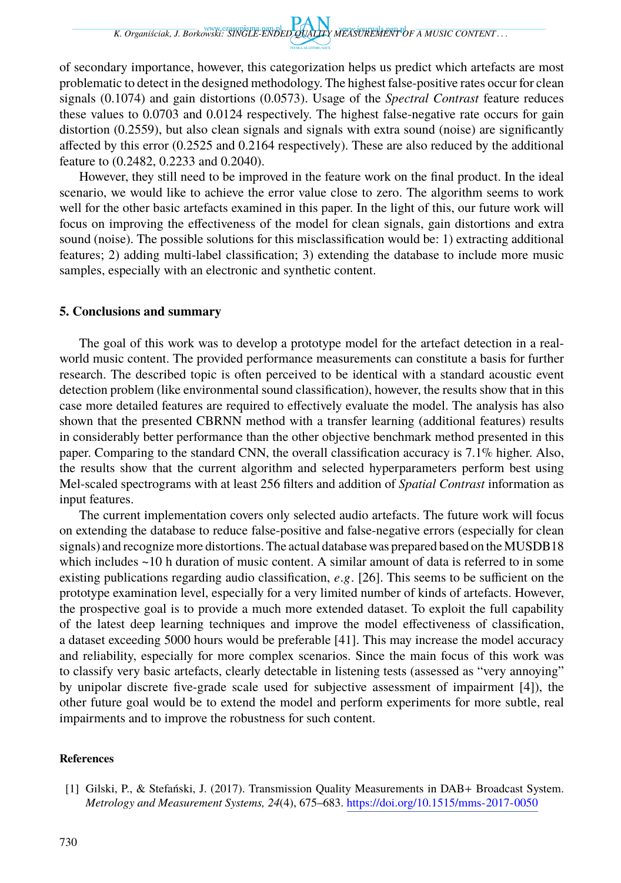of secondary importance, however, this categorization helps us predict which artefacts are most problematic to detect in the designed methodology. The highest false-positive rates occur for clean signals (0.1074) and gain distortions (0.0573). Usage of the *Spectral Contrast* feature reduces these values to 0.0703 and 0.0124 respectively. The highest false-negative rate occurs for gain distortion (0.2559), but also clean signals and signals with extra sound (noise) are significantly affected by this error (0.2525 and 0.2164 respectively). These are also reduced by the additional feature to (0.2482, 0.2233 and 0.2040).

However, they still need to be improved in the feature work on the final product. In the ideal scenario, we would like to achieve the error value close to zero. The algorithm seems to work well for the other basic artefacts examined in this paper. In the light of this, our future work will focus on improving the effectiveness of the model for clean signals, gain distortions and extra sound (noise). The possible solutions for this misclassification would be: 1) extracting additional features; 2) adding multi-label classification; 3) extending the database to include more music samples, especially with an electronic and synthetic content.

## 5. Conclusions and summary

The goal of this work was to develop a prototype model for the artefact detection in a real-world music content. The provided performance measurements can constitute a basis for further research. The described topic is often perceived to be identical with a standard acoustic event detection problem (like environmental sound classification), however, the results show that in this case more detailed features are required to effectively evaluate the model. The analysis has also shown that the presented CBRNN method with a transfer learning (additional features) results in considerably better performance than the other objective benchmark method presented in this paper. Comparing to the standard CNN, the overall classification accuracy is 7.1% higher. Also, the results show that the current algorithm and selected hyperparameters perform best using Mel-scaled spectrograms with at least 256 filters and addition of *Spatial Contrast* information as input features.

The current implementation covers only selected audio artefacts. The future work will focus on extending the database to reduce false-positive and false-negative errors (especially for clean signals) and recognize more distortions. The actual database was prepared based on the MUSDB18 which includes ~10 h duration of music content. A similar amount of data is referred to in some existing publications regarding audio classification, *e.g.* [26]. This seems to be sufficient on the prototype examination level, especially for a very limited number of kinds of artefacts. However, the prospective goal is to provide a much more extended dataset. To exploit the full capability of the latest deep learning techniques and improve the model effectiveness of classification, a dataset exceeding 5000 hours would be preferable [41]. This may increase the model accuracy and reliability, especially for more complex scenarios. Since the main focus of this work was to classify very basic artefacts, clearly detectable in listening tests (assessed as "very annoying" by unipolar discrete five-grade scale used for subjective assessment of impairment [4]), the other future goal would be to extend the model and perform experiments for more subtle, real impairments and to improve the robustness for such content.

### References

[1] Gilski, P., & Stefański, J. (2017). Transmission Quality Measurements in DAB+ Broadcast System. *Metrology and Measurement Systems, 24*(4), 675–683. https://doi.org/10.1515/mms-2017-0050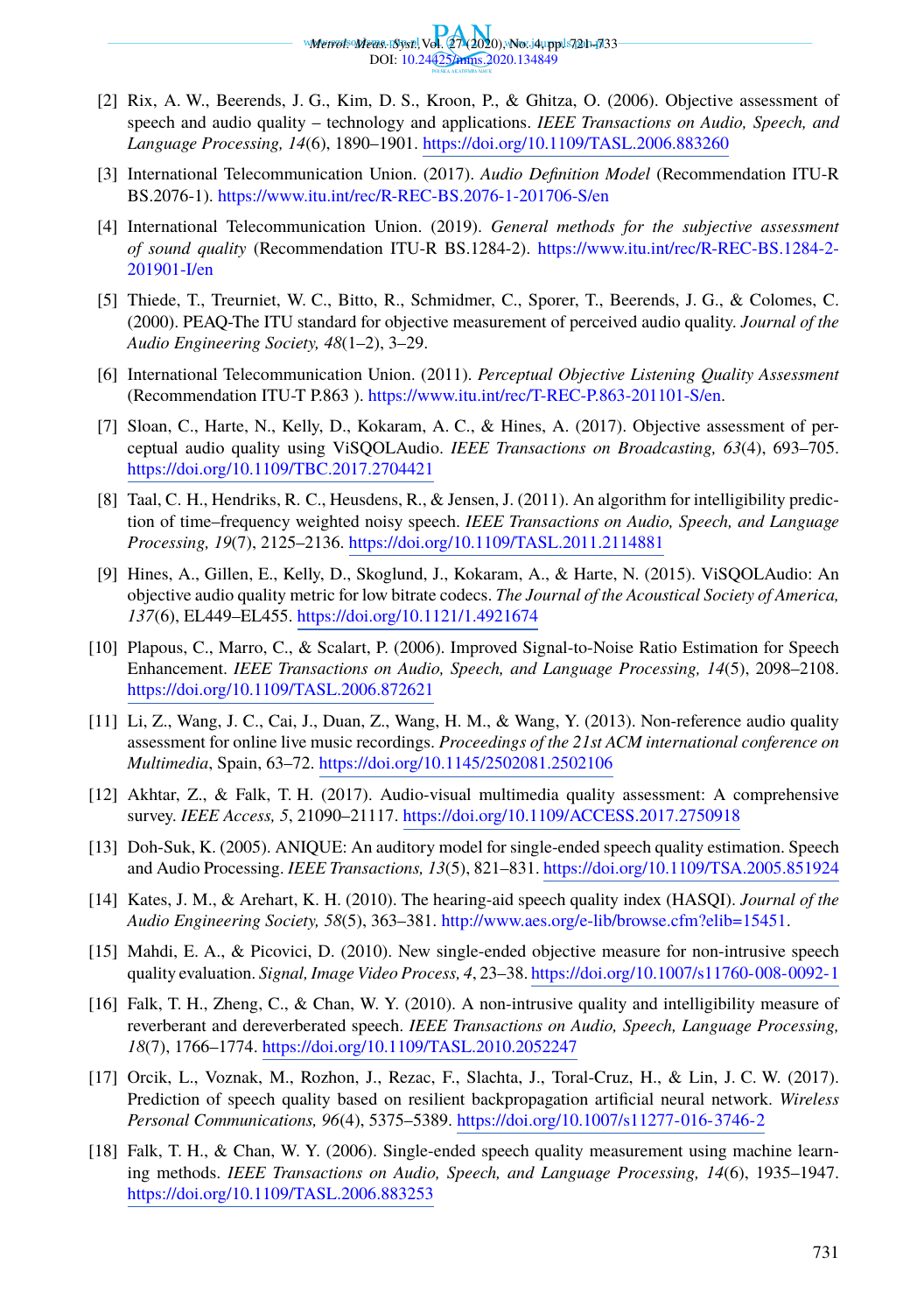[2] Rix, A. W., Beerends, J. G., Kim, D. S., Kroon, P., & Ghitza, O. (2006). Objective assessment of speech and audio quality – technology and applications. *IEEE Transactions on Audio, Speech, and Language Processing, 14*(6), 1890–1901. https://doi.org/10.1109/TASL.2006.883260

[3] International Telecommunication Union. (2017). *Audio Definition Model* (Recommendation ITU-R BS.2076-1). https://www.itu.int/rec/R-REC-BS.2076-1-201706-S/en

[4] International Telecommunication Union. (2019). *General methods for the subjective assessment of sound quality* (Recommendation ITU-R BS.1284-2). https://www.itu.int/rec/R-REC-BS.1284-2-201901-I/en

[5] Thiede, T., Treurniet, W. C., Bitto, R., Schmidmer, C., Sporer, T., Beerends, J. G., & Colomes, C. (2000). PEAQ-The ITU standard for objective measurement of perceived audio quality. *Journal of the Audio Engineering Society, 48*(1–2), 3–29.

[6] International Telecommunication Union. (2011). *Perceptual Objective Listening Quality Assessment* (Recommendation ITU-T P.863 ). https://www.itu.int/rec/T-REC-P.863-201101-S/en.

[7] Sloan, C., Harte, N., Kelly, D., Kokaram, A. C., & Hines, A. (2017). Objective assessment of perceptual audio quality using ViSQOLAudio. *IEEE Transactions on Broadcasting, 63*(4), 693–705. https://doi.org/10.1109/TBC.2017.2704421

[8] Taal, C. H., Hendriks, R. C., Heusdens, R., & Jensen, J. (2011). An algorithm for intelligibility prediction of time–frequency weighted noisy speech. *IEEE Transactions on Audio, Speech, and Language Processing, 19*(7), 2125–2136. https://doi.org/10.1109/TASL.2011.2114881

[9] Hines, A., Gillen, E., Kelly, D., Skoglund, J., Kokaram, A., & Harte, N. (2015). ViSQOLAudio: An objective audio quality metric for low bitrate codecs. *The Journal of the Acoustical Society of America, 137*(6), EL449–EL455. https://doi.org/10.1121/1.4921674

[10] Plapous, C., Marro, C., & Scalart, P. (2006). Improved Signal-to-Noise Ratio Estimation for Speech Enhancement. *IEEE Transactions on Audio, Speech, and Language Processing, 14*(5), 2098–2108. https://doi.org/10.1109/TASL.2006.872621

[11] Li, Z., Wang, J. C., Cai, J., Duan, Z., Wang, H. M., & Wang, Y. (2013). Non-reference audio quality assessment for online live music recordings. *Proceedings of the 21st ACM international conference on Multimedia*, Spain, 63–72. https://doi.org/10.1145/2502081.2502106

[12] Akhtar, Z., & Falk, T. H. (2017). Audio-visual multimedia quality assessment: A comprehensive survey. *IEEE Access, 5*, 21090–21117. https://doi.org/10.1109/ACCESS.2017.2750918

[13] Doh-Suk, K. (2005). ANIQUE: An auditory model for single-ended speech quality estimation. Speech and Audio Processing. *IEEE Transactions, 13*(5), 821–831. https://doi.org/10.1109/TSA.2005.851924

[14] Kates, J. M., & Arehart, K. H. (2010). The hearing-aid speech quality index (HASQI). *Journal of the Audio Engineering Society, 58*(5), 363–381. http://www.aes.org/e-lib/browse.cfm?elib=15451.

[15] Mahdi, E. A., & Picovici, D. (2010). New single-ended objective measure for non-intrusive speech quality evaluation. *Signal, Image Video Process, 4*, 23–38. https://doi.org/10.1007/s11760-008-0092-1

[16] Falk, T. H., Zheng, C., & Chan, W. Y. (2010). A non-intrusive quality and intelligibility measure of reverberant and dereverberated speech. *IEEE Transactions on Audio, Speech, Language Processing, 18*(7), 1766–1774. https://doi.org/10.1109/TASL.2010.2052247

[17] Orcik, L., Voznak, M., Rozhon, J., Rezac, F., Slachta, J., Toral-Cruz, H., & Lin, J. C. W. (2017). Prediction of speech quality based on resilient backpropagation artificial neural network. *Wireless Personal Communications, 96*(4), 5375–5389. https://doi.org/10.1007/s11277-016-3746-2

[18] Falk, T. H., & Chan, W. Y. (2006). Single-ended speech quality measurement using machine learning methods. *IEEE Transactions on Audio, Speech, and Language Processing, 14*(6), 1935–1947. https://doi.org/10.1109/TASL.2006.883253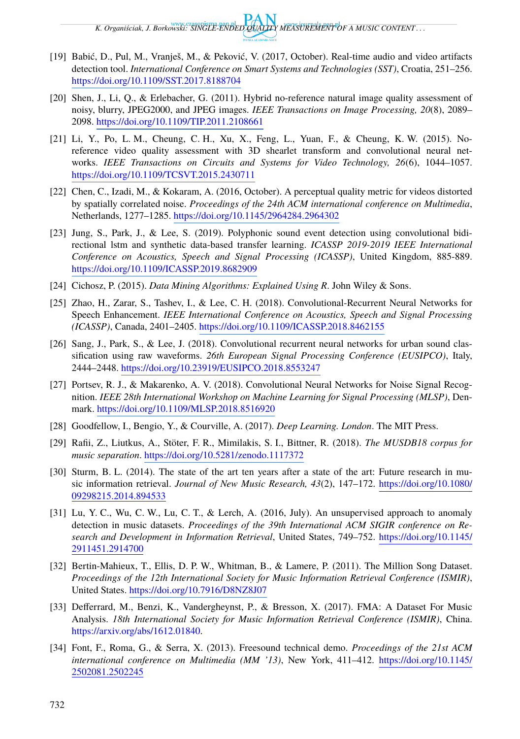[19] Babić, D., Pul, M., Vranješ, M., & Peković, V. (2017, October). Real-time audio and video artifacts detection tool. *International Conference on Smart Systems and Technologies (SST)*, Croatia, 251–256. https://doi.org/10.1109/SST.2017.8188704

[20] Shen, J., Li, Q., & Erlebacher, G. (2011). Hybrid no-reference natural image quality assessment of noisy, blurry, JPEG2000, and JPEG images. *IEEE Transactions on Image Processing, 20*(8), 2089–2098. https://doi.org/10.1109/TIP.2011.2108661

[21] Li, Y., Po, L. M., Cheung, C. H., Xu, X., Feng, L., Yuan, F., & Cheung, K. W. (2015). No-reference video quality assessment with 3D shearlet transform and convolutional neural networks. *IEEE Transactions on Circuits and Systems for Video Technology, 26*(6), 1044–1057. https://doi.org/10.1109/TCSVT.2015.2430711

[22] Chen, C., Izadi, M., & Kokaram, A. (2016, October). A perceptual quality metric for videos distorted by spatially correlated noise. *Proceedings of the 24th ACM international conference on Multimedia*, Netherlands, 1277–1285. https://doi.org/10.1145/2964284.2964302

[23] Jung, S., Park, J., & Lee, S. (2019). Polyphonic sound event detection using convolutional bidirectional lstm and synthetic data-based transfer learning. *ICASSP 2019-2019 IEEE International Conference on Acoustics, Speech and Signal Processing (ICASSP)*, United Kingdom, 885-889. https://doi.org/10.1109/ICASSP.2019.8682909

[24] Cichosz, P. (2015). *Data Mining Algorithms: Explained Using R*. John Wiley & Sons.

[25] Zhao, H., Zarar, S., Tashev, I., & Lee, C. H. (2018). Convolutional-Recurrent Neural Networks for Speech Enhancement. *IEEE International Conference on Acoustics, Speech and Signal Processing (ICASSP)*, Canada, 2401–2405. https://doi.org/10.1109/ICASSP.2018.8462155

[26] Sang, J., Park, S., & Lee, J. (2018). Convolutional recurrent neural networks for urban sound classification using raw waveforms. *26th European Signal Processing Conference (EUSIPCO)*, Italy, 2444–2448. https://doi.org/10.23919/EUSIPCO.2018.8553247

[27] Portsev, R. J., & Makarenko, A. V. (2018). Convolutional Neural Networks for Noise Signal Recognition. *IEEE 28th International Workshop on Machine Learning for Signal Processing (MLSP)*, Denmark. https://doi.org/10.1109/MLSP.2018.8516920

[28] Goodfellow, I., Bengio, Y., & Courville, A. (2017). *Deep Learning. London*. The MIT Press.

[29] Rafii, Z., Liutkus, A., Stöter, F. R., Mimilakis, S. I., Bittner, R. (2018). *The MUSDB18 corpus for music separation*. https://doi.org/10.5281/zenodo.1117372

[30] Sturm, B. L. (2014). The state of the art ten years after a state of the art: Future research in music information retrieval. *Journal of New Music Research, 43*(2), 147–172. https://doi.org/10.1080/09298215.2014.894533

[31] Lu, Y. C., Wu, C. W., Lu, C. T., & Lerch, A. (2016, July). An unsupervised approach to anomaly detection in music datasets. *Proceedings of the 39th International ACM SIGIR conference on Research and Development in Information Retrieval*, United States, 749–752. https://doi.org/10.1145/2911451.2914700

[32] Bertin-Mahieux, T., Ellis, D. P. W., Whitman, B., & Lamere, P. (2011). The Million Song Dataset. *Proceedings of the 12th International Society for Music Information Retrieval Conference (ISMIR)*, United States. https://doi.org/10.7916/D8NZ8J07

[33] Defferrard, M., Benzi, K., Vandergheynst, P., & Bresson, X. (2017). FMA: A Dataset For Music Analysis. *18th International Society for Music Information Retrieval Conference (ISMIR)*, China. https://arxiv.org/abs/1612.01840.

[34] Font, F., Roma, G., & Serra, X. (2013). Freesound technical demo. *Proceedings of the 21st ACM international conference on Multimedia (MM '13)*, New York, 411–412. https://doi.org/10.1145/2502081.2502245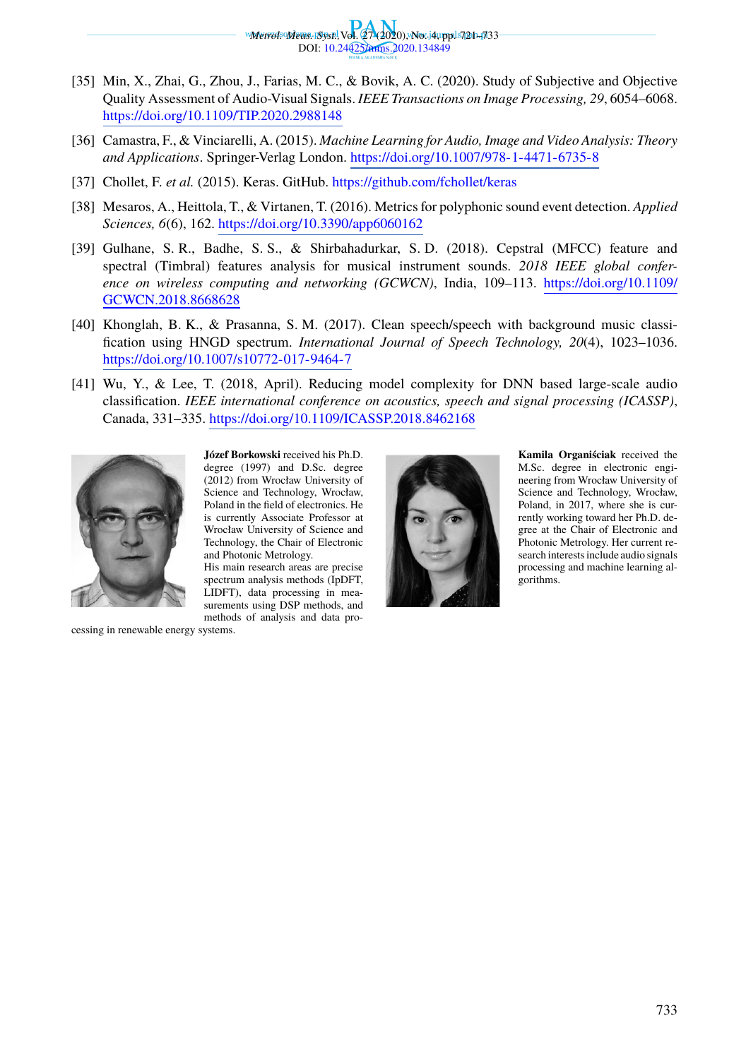[35] Min, X., Zhai, G., Zhou, J., Farias, M. C., & Bovik, A. C. (2020). Study of Subjective and Objective Quality Assessment of Audio-Visual Signals. *IEEE Transactions on Image Processing, 29*, 6054–6068. https://doi.org/10.1109/TIP.2020.2988148

[36] Camastra, F., & Vinciarelli, A. (2015). *Machine Learning for Audio, Image and Video Analysis: Theory and Applications*. Springer-Verlag London. https://doi.org/10.1007/978-1-4471-6735-8

[37] Chollet, F. *et al.* (2015). Keras. GitHub. https://github.com/fchollet/keras

[38] Mesaros, A., Heittola, T., & Virtanen, T. (2016). Metrics for polyphonic sound event detection. *Applied Sciences, 6*(6), 162. https://doi.org/10.3390/app6060162

[39] Gulhane, S. R., Badhe, S. S., & Shirbahadurkar, S. D. (2018). Cepstral (MFCC) feature and spectral (Timbral) features analysis for musical instrument sounds. *2018 IEEE global conference on wireless computing and networking (GCWCN)*, India, 109–113. https://doi.org/10.1109/GCWCN.2018.8668628

[40] Khonglah, B. K., & Prasanna, S. M. (2017). Clean speech/speech with background music classification using HNGD spectrum. *International Journal of Speech Technology, 20*(4), 1023–1036. https://doi.org/10.1007/s10772-017-9464-7

[41] Wu, Y., & Lee, T. (2018, April). Reducing model complexity for DNN based large-scale audio classification. *IEEE international conference on acoustics, speech and signal processing (ICASSP)*, Canada, 331–335. https://doi.org/10.1109/ICASSP.2018.8462168

**Józef Borkowski** received his Ph.D. degree (1997) and D.Sc. degree (2012) from Wrocław University of Science and Technology, Wrocław, Poland in the field of electronics. He is currently Associate Professor at Wrocław University of Science and Technology, the Chair of Electronic and Photonic Metrology.
His main research areas are precise spectrum analysis methods (IpDFT, LIDFT), data processing in measurements using DSP methods, and methods of analysis and data processing in renewable energy systems.

**Kamila Organiściak** received the M.Sc. degree in electronic engineering from Wrocław University of Science and Technology, Wrocław, Poland, in 2017, where she is currently working toward her Ph.D. degree at the Chair of Electronic and Photonic Metrology. Her current research interests include audio signals processing and machine learning algorithms.